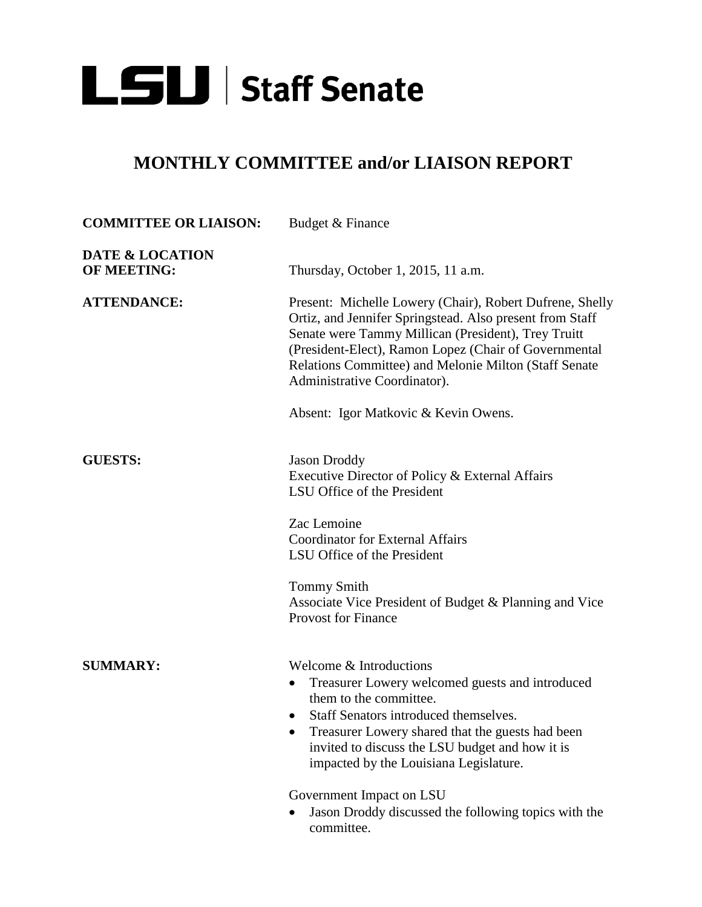# LSU | Staff Senate

## MONTHLY COMMITTEE and/or LIAISON REPORT

**COMMITTEE OR LIAISON:** Budget & Finance

**DATE & LOCATION OF MEETING:** Thursday, October 1, 2015, 11 a.m.

**ATTENDANCE:** Present: Michelle Lowery (Chair), Robert Dufrene, Shelly Ortiz, and Jennifer Springstead. Also present from Staff Senate were Tammy Millican (President), Trey Truitt (President-Elect), Ramon Lopez (Chair of Governmental Relations Committee) and Melonie Milton (Staff Senate Administrative Coordinator).

Absent: Igor Matkovic & Kevin Owens.

**GUESTS:**

Jason Droddy
Executive Director of Policy & External Affairs
LSU Office of the President

Zac Lemoine
Coordinator for External Affairs
LSU Office of the President

Tommy Smith
Associate Vice President of Budget & Planning and Vice Provost for Finance

**SUMMARY:**

Welcome & Introductions

- Treasurer Lowery welcomed guests and introduced them to the committee.
- Staff Senators introduced themselves.
- Treasurer Lowery shared that the guests had been invited to discuss the LSU budget and how it is impacted by the Louisiana Legislature.

Government Impact on LSU

- Jason Droddy discussed the following topics with the committee.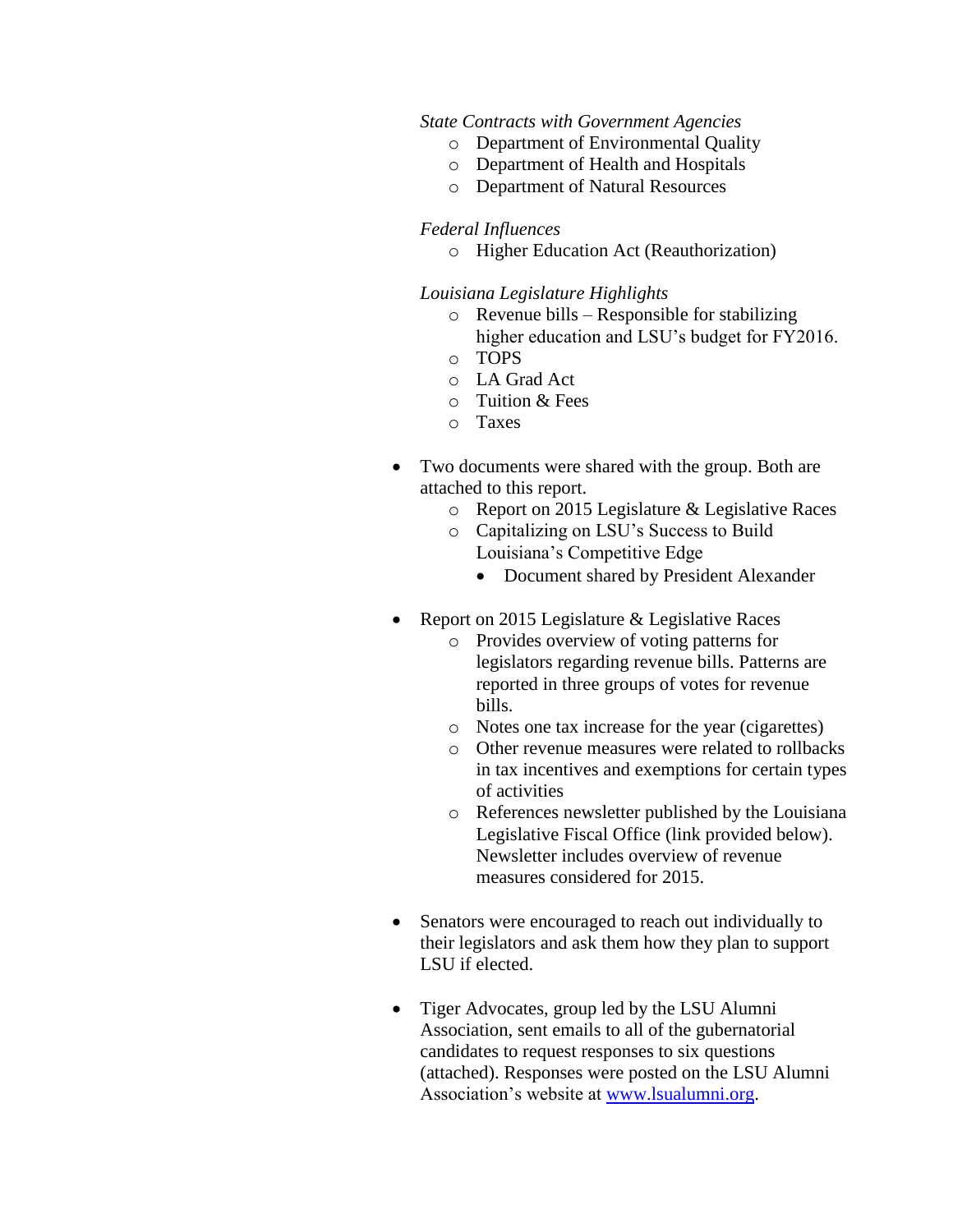*State Contracts with Government Agencies*

- Department of Environmental Quality
- Department of Health and Hospitals
- Department of Natural Resources

*Federal Influences*

- Higher Education Act (Reauthorization)

*Louisiana Legislature Highlights*

- Revenue bills – Responsible for stabilizing higher education and LSU's budget for FY2016.
- TOPS
- LA Grad Act
- Tuition & Fees
- Taxes

- Two documents were shared with the group. Both are attached to this report.
  - Report on 2015 Legislature & Legislative Races
  - Capitalizing on LSU's Success to Build Louisiana's Competitive Edge
    - Document shared by President Alexander

- Report on 2015 Legislature & Legislative Races
  - Provides overview of voting patterns for legislators regarding revenue bills. Patterns are reported in three groups of votes for revenue bills.
  - Notes one tax increase for the year (cigarettes)
  - Other revenue measures were related to rollbacks in tax incentives and exemptions for certain types of activities
  - References newsletter published by the Louisiana Legislative Fiscal Office (link provided below). Newsletter includes overview of revenue measures considered for 2015.

- Senators were encouraged to reach out individually to their legislators and ask them how they plan to support LSU if elected.

- Tiger Advocates, group led by the LSU Alumni Association, sent emails to all of the gubernatorial candidates to request responses to six questions (attached). Responses were posted on the LSU Alumni Association's website at [www.lsualumni.org](http://www.lsualumni.org).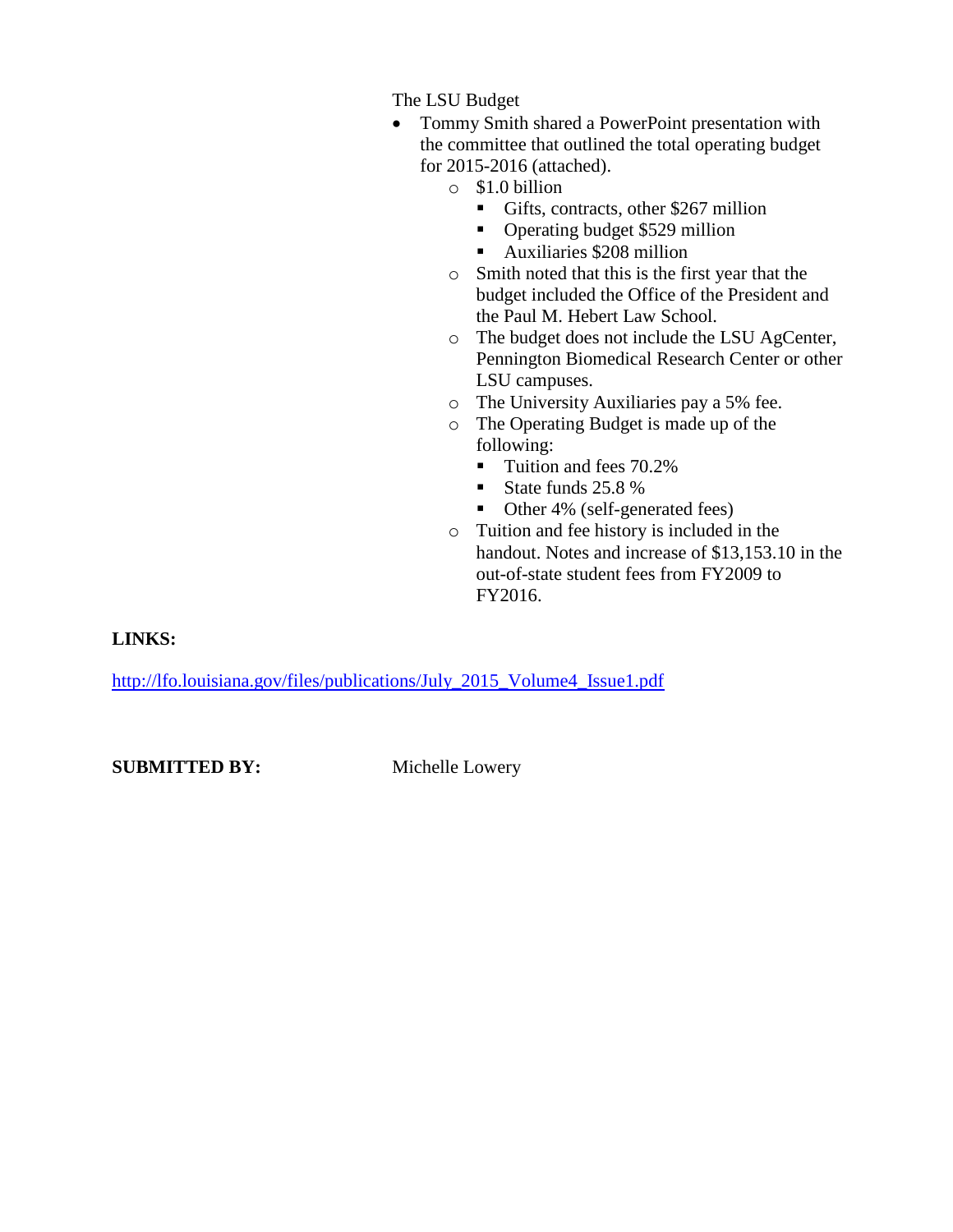The LSU Budget

- Tommy Smith shared a PowerPoint presentation with the committee that outlined the total operating budget for 2015-2016 (attached).
  - $1.0 billion
    - Gifts, contracts, other $267 million
    - Operating budget $529 million
    - Auxiliaries $208 million
  - Smith noted that this is the first year that the budget included the Office of the President and the Paul M. Hebert Law School.
  - The budget does not include the LSU AgCenter, Pennington Biomedical Research Center or other LSU campuses.
  - The University Auxiliaries pay a 5% fee.
  - The Operating Budget is made up of the following:
    - Tuition and fees 70.2%
    - State funds 25.8 %
    - Other 4% (self-generated fees)
  - Tuition and fee history is included in the handout. Notes and increase of $13,153.10 in the out-of-state student fees from FY2009 to FY2016.

**LINKS:**

[http://lfo.louisiana.gov/files/publications/July_2015_Volume4_Issue1.pdf](http://lfo.louisiana.gov/files/publications/July_2015_Volume4_Issue1.pdf)

**SUBMITTED BY:** Michelle Lowery